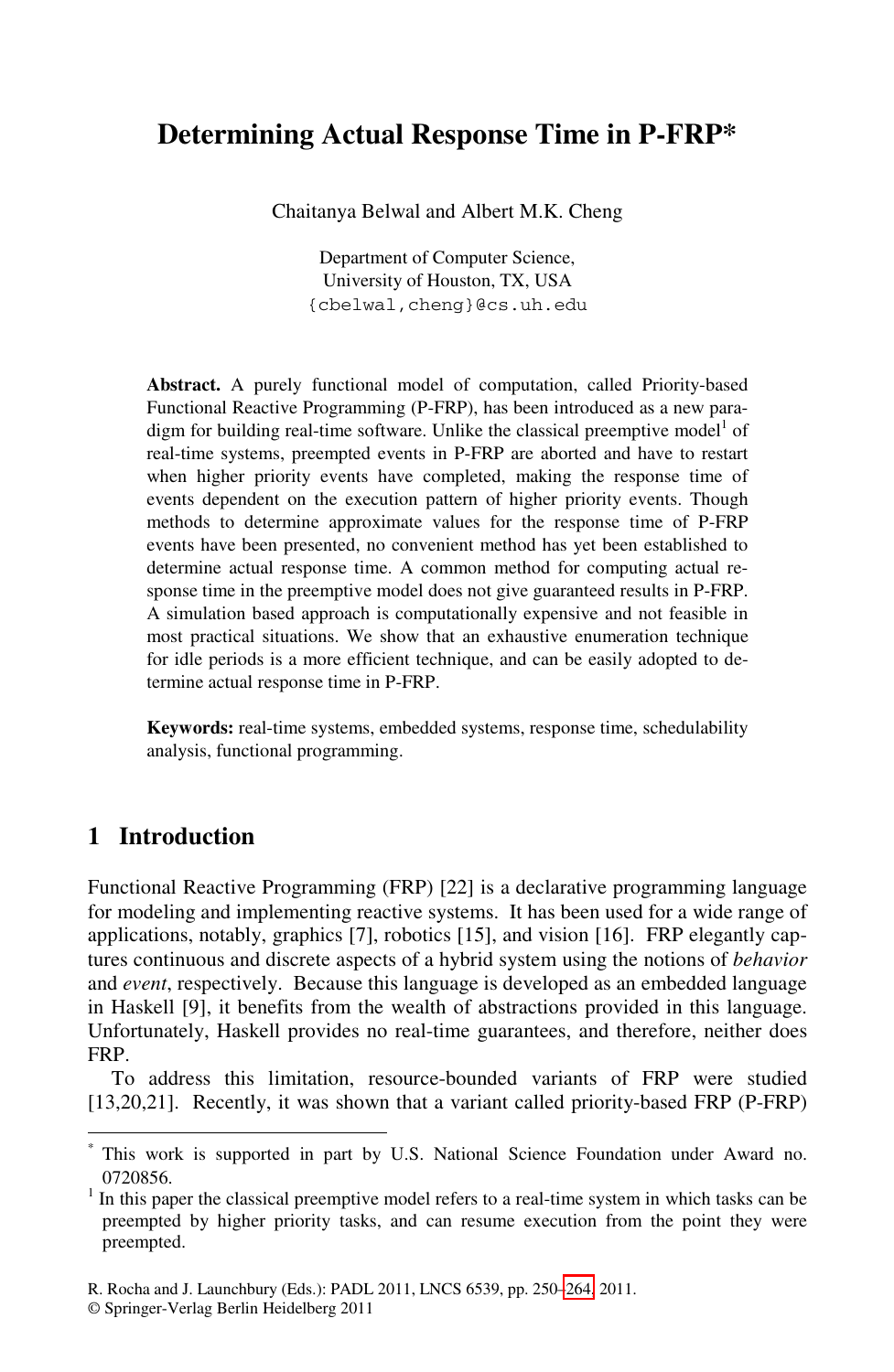# Determining Actual Response Time in P-FRP*

Chaitanya Belwal and Albert M.K. Cheng

Department of Computer Science,
University of Houston, TX, USA
{cbelwal,cheng}@cs.uh.edu

**Abstract.** A purely functional model of computation, called Priority-based Functional Reactive Programming (P-FRP), has been introduced as a new paradigm for building real-time software. Unlike the classical preemptive model[1] of real-time systems, preempted events in P-FRP are aborted and have to restart when higher priority events have completed, making the response time of events dependent on the execution pattern of higher priority events. Though methods to determine approximate values for the response time of P-FRP events have been presented, no convenient method has yet been established to determine actual response time. A common method for computing actual response time in the preemptive model does not give guaranteed results in P-FRP. A simulation based approach is computationally expensive and not feasible in most practical situations. We show that an exhaustive enumeration technique for idle periods is a more efficient technique, and can be easily adopted to determine actual response time in P-FRP.

**Keywords:** real-time systems, embedded systems, response time, schedulability analysis, functional programming.

## 1 Introduction

Functional Reactive Programming (FRP) [22] is a declarative programming language for modeling and implementing reactive systems. It has been used for a wide range of applications, notably, graphics [7], robotics [15], and vision [16]. FRP elegantly captures continuous and discrete aspects of a hybrid system using the notions of *behavior* and *event*, respectively. Because this language is developed as an embedded language in Haskell [9], it benefits from the wealth of abstractions provided in this language. Unfortunately, Haskell provides no real-time guarantees, and therefore, neither does FRP.

To address this limitation, resource-bounded variants of FRP were studied [13,20,21]. Recently, it was shown that a variant called priority-based FRP (P-FRP)

---

* This work is supported in part by U.S. National Science Foundation under Award no. 0720856.

[1] In this paper the classical preemptive model refers to a real-time system in which tasks can be preempted by higher priority tasks, and can resume execution from the point they were preempted.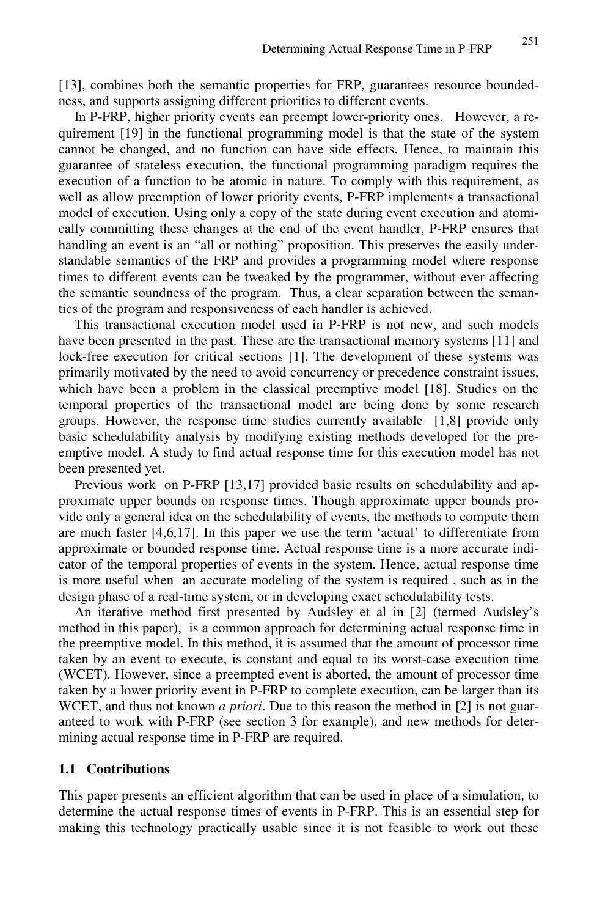[13], combines both the semantic properties for FRP, guarantees resource boundedness, and supports assigning different priorities to different events.

In P-FRP, higher priority events can preempt lower-priority ones. However, a requirement [19] in the functional programming model is that the state of the system cannot be changed, and no function can have side effects. Hence, to maintain this guarantee of stateless execution, the functional programming paradigm requires the execution of a function to be atomic in nature. To comply with this requirement, as well as allow preemption of lower priority events, P-FRP implements a transactional model of execution. Using only a copy of the state during event execution and atomically committing these changes at the end of the event handler, P-FRP ensures that handling an event is an "all or nothing" proposition. This preserves the easily understandable semantics of the FRP and provides a programming model where response times to different events can be tweaked by the programmer, without ever affecting the semantic soundness of the program. Thus, a clear separation between the semantics of the program and responsiveness of each handler is achieved.

This transactional execution model used in P-FRP is not new, and such models have been presented in the past. These are the transactional memory systems [11] and lock-free execution for critical sections [1]. The development of these systems was primarily motivated by the need to avoid concurrency or precedence constraint issues, which have been a problem in the classical preemptive model [18]. Studies on the temporal properties of the transactional model are being done by some research groups. However, the response time studies currently available [1,8] provide only basic schedulability analysis by modifying existing methods developed for the preemptive model. A study to find actual response time for this execution model has not been presented yet.

Previous work on P-FRP [13,17] provided basic results on schedulability and approximate upper bounds on response times. Though approximate upper bounds provide only a general idea on the schedulability of events, the methods to compute them are much faster [4,6,17]. In this paper we use the term 'actual' to differentiate from approximate or bounded response time. Actual response time is a more accurate indicator of the temporal properties of events in the system. Hence, actual response time is more useful when an accurate modeling of the system is required , such as in the design phase of a real-time system, or in developing exact schedulability tests.

An iterative method first presented by Audsley et al in [2] (termed Audsley's method in this paper), is a common approach for determining actual response time in the preemptive model. In this method, it is assumed that the amount of processor time taken by an event to execute, is constant and equal to its worst-case execution time (WCET). However, since a preempted event is aborted, the amount of processor time taken by a lower priority event in P-FRP to complete execution, can be larger than its WCET, and thus not known *a priori*. Due to this reason the method in [2] is not guaranteed to work with P-FRP (see section 3 for example), and new methods for determining actual response time in P-FRP are required.

### 1.1 Contributions

This paper presents an efficient algorithm that can be used in place of a simulation, to determine the actual response times of events in P-FRP. This is an essential step for making this technology practically usable since it is not feasible to work out these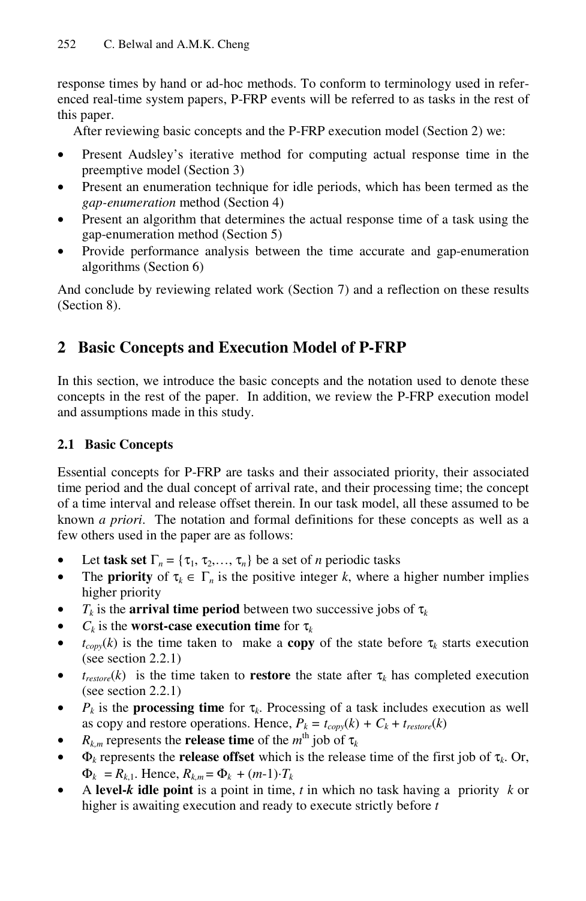response times by hand or ad-hoc methods. To conform to terminology used in referenced real-time system papers, P-FRP events will be referred to as tasks in the rest of this paper.

After reviewing basic concepts and the P-FRP execution model (Section 2) we:

- Present Audsley's iterative method for computing actual response time in the preemptive model (Section 3)
- Present an enumeration technique for idle periods, which has been termed as the *gap-enumeration* method (Section 4)
- Present an algorithm that determines the actual response time of a task using the gap-enumeration method (Section 5)
- Provide performance analysis between the time accurate and gap-enumeration algorithms (Section 6)

And conclude by reviewing related work (Section 7) and a reflection on these results (Section 8).

## 2 Basic Concepts and Execution Model of P-FRP

In this section, we introduce the basic concepts and the notation used to denote these concepts in the rest of the paper. In addition, we review the P-FRP execution model and assumptions made in this study.

### 2.1 Basic Concepts

Essential concepts for P-FRP are tasks and their associated priority, their associated time period and the dual concept of arrival rate, and their processing time; the concept of a time interval and release offset therein. In our task model, all these assumed to be known *a priori*. The notation and formal definitions for these concepts as well as a few others used in the paper are as follows:

- Let **task set** $\Gamma_n = \{\tau_1, \tau_2, \ldots, \tau_n\}$ be a set of $n$ periodic tasks
- The **priority** of $\tau_k \in \Gamma_n$ is the positive integer $k$, where a higher number implies higher priority
- $T_k$ is the **arrival time period** between two successive jobs of $\tau_k$
- $C_k$ is the **worst-case execution time** for $\tau_k$
- $t_{copy}(k)$ is the time taken to make a **copy** of the state before $\tau_k$ starts execution (see section 2.2.1)
- $t_{restore}(k)$ is the time taken to **restore** the state after $\tau_k$ has completed execution (see section 2.2.1)
- $P_k$ is the **processing time** for $\tau_k$. Processing of a task includes execution as well as copy and restore operations. Hence, $P_k = t_{copy}(k) + C_k + t_{restore}(k)$
- $R_{k,m}$ represents the **release time** of the $m^{\text{th}}$ job of $\tau_k$
- $\Phi_k$ represents the **release offset** which is the release time of the first job of $\tau_k$. Or, $\Phi_k = R_{k,1}$. Hence, $R_{k,m} = \Phi_k + (m\text{-}1)\cdot T_k$
- A **level-*k* idle point** is a point in time, $t$ in which no task having a priority $k$ or higher is awaiting execution and ready to execute strictly before $t$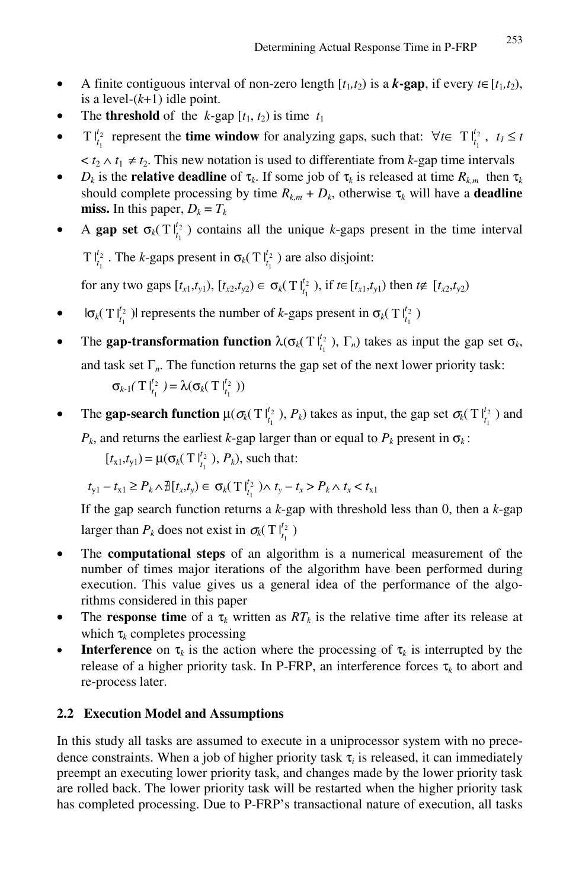- A finite contiguous interval of non-zero length $[t_1,t_2)$ is a ***k*-gap**, if every $t \in [t_1,t_2)$, is a level-$(k+1)$ idle point.
- The **threshold** of the $k$-gap $[t_1, t_2)$ is time $t_1$
- $\mathrm{T}|_{t_1}^{t_2}$ represent the **time window** for analyzing gaps, such that: $\forall t \in \mathrm{T}|_{t_1}^{t_2}$, $t_1 \le t < t_2 \wedge t_1 \ne t_2$. This new notation is used to differentiate from $k$-gap time intervals
- $D_k$ is the **relative deadline** of $\tau_k$. If some job of $\tau_k$ is released at time $R_{k,m}$ then $\tau_k$ should complete processing by time $R_{k,m} + D_k$, otherwise $\tau_k$ will have a **deadline miss.** In this paper, $D_k = T_k$
- A **gap set** $\sigma_k(\mathrm{T}|_{t_1}^{t_2})$ contains all the unique $k$-gaps present in the time interval $\mathrm{T}|_{t_1}^{t_2}$. The $k$-gaps present in $\sigma_k(\mathrm{T}|_{t_1}^{t_2})$ are also disjoint:

  for any two gaps $[t_{x1},t_{y1})$, $[t_{x2},t_{y2}) \in \sigma_k(\mathrm{T}|_{t_1}^{t_2})$, if $t \in [t_{x1},t_{y1})$ then $t \notin [t_{x2},t_{y2})$
- $|\sigma_k(\mathrm{T}|_{t_1}^{t_2})|$ represents the number of $k$-gaps present in $\sigma_k(\mathrm{T}|_{t_1}^{t_2})$
- The **gap-transformation function** $\lambda(\sigma_k(\mathrm{T}|_{t_1}^{t_2}), \Gamma_n)$ takes as input the gap set $\sigma_k$, and task set $\Gamma_n$. The function returns the gap set of the next lower priority task:

  $$\sigma_{k-1}(\mathrm{T}|_{t_1}^{t_2}) = \lambda(\sigma_k(\mathrm{T}|_{t_1}^{t_2}))$$
- The **gap-search function** $\mu(\sigma_k(\mathrm{T}|_{t_1}^{t_2}), P_k)$ takes as input, the gap set $\sigma_k(\mathrm{T}|_{t_1}^{t_2})$ and $P_k$, and returns the earliest $k$-gap larger than or equal to $P_k$ present in $\sigma_k$:

  $[t_{x1},t_{y1}) = \mu(\sigma_k(\mathrm{T}|_{t_1}^{t_2}), P_k)$, such that:

  $$t_{y1} - t_{x1} \ge P_k \wedge \nexists [t_x,t_y) \in \sigma_k(\mathrm{T}|_{t_1}^{t_2}) \wedge t_y - t_x > P_k \wedge t_x < t_{x1}$$

  If the gap search function returns a $k$-gap with threshold less than 0, then a $k$-gap larger than $P_k$ does not exist in $\sigma_k(\mathrm{T}|_{t_1}^{t_2})$
- The **computational steps** of an algorithm is a numerical measurement of the number of times major iterations of the algorithm have been performed during execution. This value gives us a general idea of the performance of the algorithms considered in this paper
- The **response time** of a $\tau_k$ written as $RT_k$ is the relative time after its release at which $\tau_k$ completes processing
- **Interference** on $\tau_k$ is the action where the processing of $\tau_k$ is interrupted by the release of a higher priority task. In P-FRP, an interference forces $\tau_k$ to abort and re-process later.

### 2.2 Execution Model and Assumptions

In this study all tasks are assumed to execute in a uniprocessor system with no precedence constraints. When a job of higher priority task $\tau_i$ is released, it can immediately preempt an executing lower priority task, and changes made by the lower priority task are rolled back. The lower priority task will be restarted when the higher priority task has completed processing. Due to P-FRP's transactional nature of execution, all tasks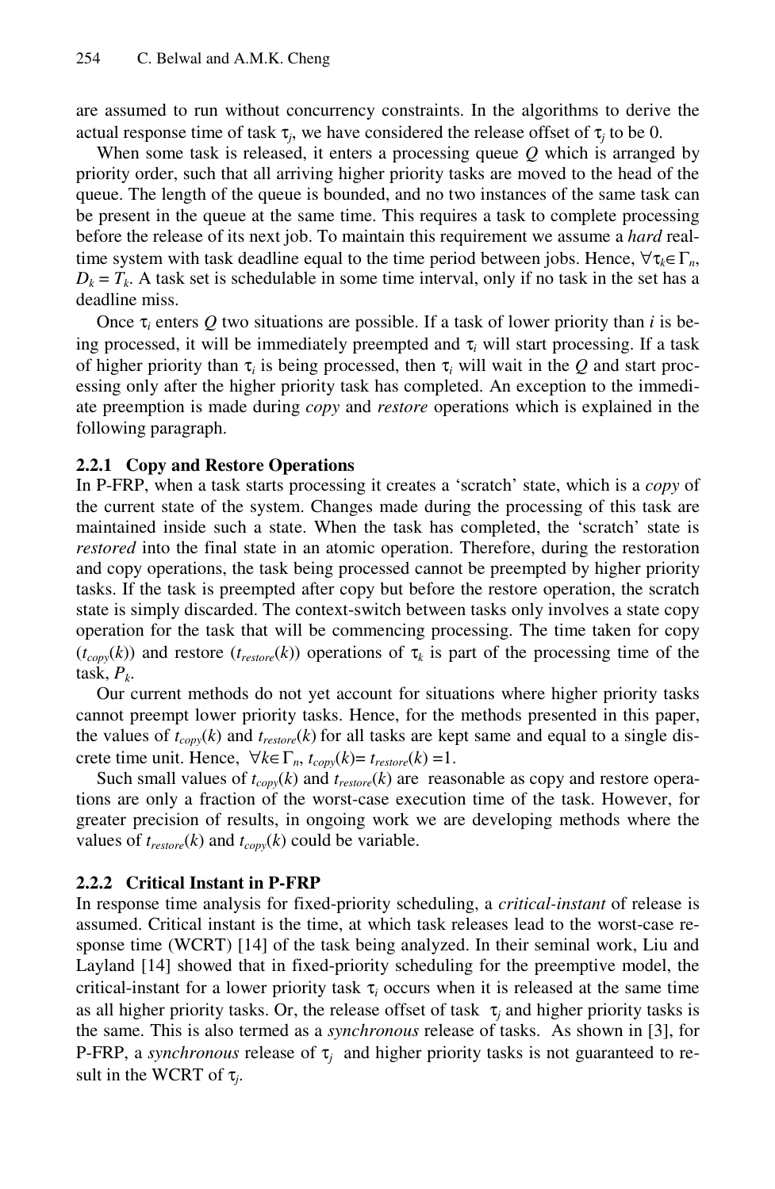are assumed to run without concurrency constraints. In the algorithms to derive the actual response time of task $\tau_j$, we have considered the release offset of $\tau_j$ to be 0.

When some task is released, it enters a processing queue $Q$ which is arranged by priority order, such that all arriving higher priority tasks are moved to the head of the queue. The length of the queue is bounded, and no two instances of the same task can be present in the queue at the same time. This requires a task to complete processing before the release of its next job. To maintain this requirement we assume a *hard* real-time system with task deadline equal to the time period between jobs. Hence, $\forall \tau_k \in \Gamma_n$, $D_k = T_k$. A task set is schedulable in some time interval, only if no task in the set has a deadline miss.

Once $\tau_i$ enters $Q$ two situations are possible. If a task of lower priority than $i$ is being processed, it will be immediately preempted and $\tau_i$ will start processing. If a task of higher priority than $\tau_i$ is being processed, then $\tau_i$ will wait in the $Q$ and start processing only after the higher priority task has completed. An exception to the immediate preemption is made during *copy* and *restore* operations which is explained in the following paragraph.

### 2.2.1 Copy and Restore Operations

In P-FRP, when a task starts processing it creates a 'scratch' state, which is a *copy* of the current state of the system. Changes made during the processing of this task are maintained inside such a state. When the task has completed, the 'scratch' state is *restored* into the final state in an atomic operation. Therefore, during the restoration and copy operations, the task being processed cannot be preempted by higher priority tasks. If the task is preempted after copy but before the restore operation, the scratch state is simply discarded. The context-switch between tasks only involves a state copy operation for the task that will be commencing processing. The time taken for copy ($t_{copy}(k)$) and restore ($t_{restore}(k)$) operations of $\tau_k$ is part of the processing time of the task, $P_k$.

Our current methods do not yet account for situations where higher priority tasks cannot preempt lower priority tasks. Hence, for the methods presented in this paper, the values of $t_{copy}(k)$ and $t_{restore}(k)$ for all tasks are kept same and equal to a single discrete time unit. Hence, $\forall k \in \Gamma_n$, $t_{copy}(k) = t_{restore}(k) = 1$.

Such small values of $t_{copy}(k)$ and $t_{restore}(k)$ are reasonable as copy and restore operations are only a fraction of the worst-case execution time of the task. However, for greater precision of results, in ongoing work we are developing methods where the values of $t_{restore}(k)$ and $t_{copy}(k)$ could be variable.

### 2.2.2 Critical Instant in P-FRP

In response time analysis for fixed-priority scheduling, a *critical-instant* of release is assumed. Critical instant is the time, at which task releases lead to the worst-case response time (WCRT) [14] of the task being analyzed. In their seminal work, Liu and Layland [14] showed that in fixed-priority scheduling for the preemptive model, the critical-instant for a lower priority task $\tau_i$ occurs when it is released at the same time as all higher priority tasks. Or, the release offset of task $\tau_j$ and higher priority tasks is the same. This is also termed as a *synchronous* release of tasks. As shown in [3], for P-FRP, a *synchronous* release of $\tau_j$ and higher priority tasks is not guaranteed to result in the WCRT of $\tau_j$.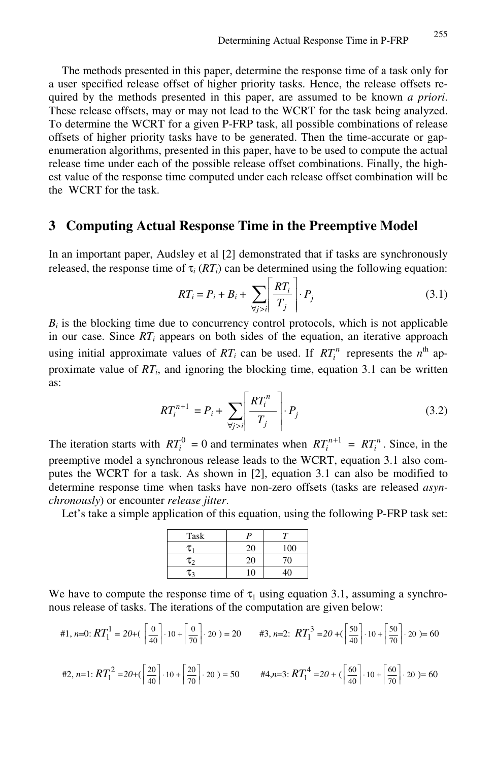The methods presented in this paper, determine the response time of a task only for a user specified release offset of higher priority tasks. Hence, the release offsets required by the methods presented in this paper, are assumed to be known *a priori*. These release offsets, may or may not lead to the WCRT for the task being analyzed. To determine the WCRT for a given P-FRP task, all possible combinations of release offsets of higher priority tasks have to be generated. Then the time-accurate or gap-enumeration algorithms, presented in this paper, have to be used to compute the actual release time under each of the possible release offset combinations. Finally, the highest value of the response time computed under each release offset combination will be the WCRT for the task.

## 3 Computing Actual Response Time in the Preemptive Model

In an important paper, Audsley et al [2] demonstrated that if tasks are synchronously released, the response time of $\tau_i$ ($RT_i$) can be determined using the following equation:

$$RT_i = P_i + B_i + \sum_{\forall j > i} \left\lceil \frac{RT_i}{T_j} \right\rceil \cdot P_j \tag{3.1}$$

$B_i$ is the blocking time due to concurrency control protocols, which is not applicable in our case. Since $RT_i$ appears on both sides of the equation, an iterative approach using initial approximate values of $RT_i$ can be used. If $RT_i^n$ represents the $n^{\text{th}}$ approximate value of $RT_i$, and ignoring the blocking time, equation 3.1 can be written as:

$$RT_i^{n+1} = P_i + \sum_{\forall j > i} \left\lceil \frac{RT_i^n}{T_j} \right\rceil \cdot P_j \tag{3.2}$$

The iteration starts with $RT_i^0 = 0$ and terminates when $RT_i^{n+1} = RT_i^n$. Since, in the preemptive model a synchronous release leads to the WCRT, equation 3.1 also computes the WCRT for a task. As shown in [2], equation 3.1 can also be modified to determine response time when tasks have non-zero offsets (tasks are released *asynchronously*) or encounter *release jitter*.

Let's take a simple application of this equation, using the following P-FRP task set:

| Task | *P* | *T* |
|---|---|---|
| $\tau_1$ | 20 | 100 |
| $\tau_2$ | 20 | 70 |
| $\tau_3$ | 10 | 40 |

We have to compute the response time of $\tau_1$ using equation 3.1, assuming a synchronous release of tasks. The iterations of the computation are given below:

#1, $n$=0: $RT_1^1 = 20 + \left( \left\lceil \frac{0}{40} \right\rceil \cdot 10 + \left\lceil \frac{0}{70} \right\rceil \cdot 20 \right) = 20$

#2, $n$=1: $RT_1^2 = 20 + \left( \left\lceil \frac{20}{40} \right\rceil \cdot 10 + \left\lceil \frac{20}{70} \right\rceil \cdot 20 \right) = 50$

#3, $n$=2: $RT_1^3 = 20 + \left( \left\lceil \frac{50}{40} \right\rceil \cdot 10 + \left\lceil \frac{50}{70} \right\rceil \cdot 20 \right) = 60$

#4, $n$=3: $RT_1^4 = 20 + \left( \left\lceil \frac{60}{40} \right\rceil \cdot 10 + \left\lceil \frac{60}{70} \right\rceil \cdot 20 \right) = 60$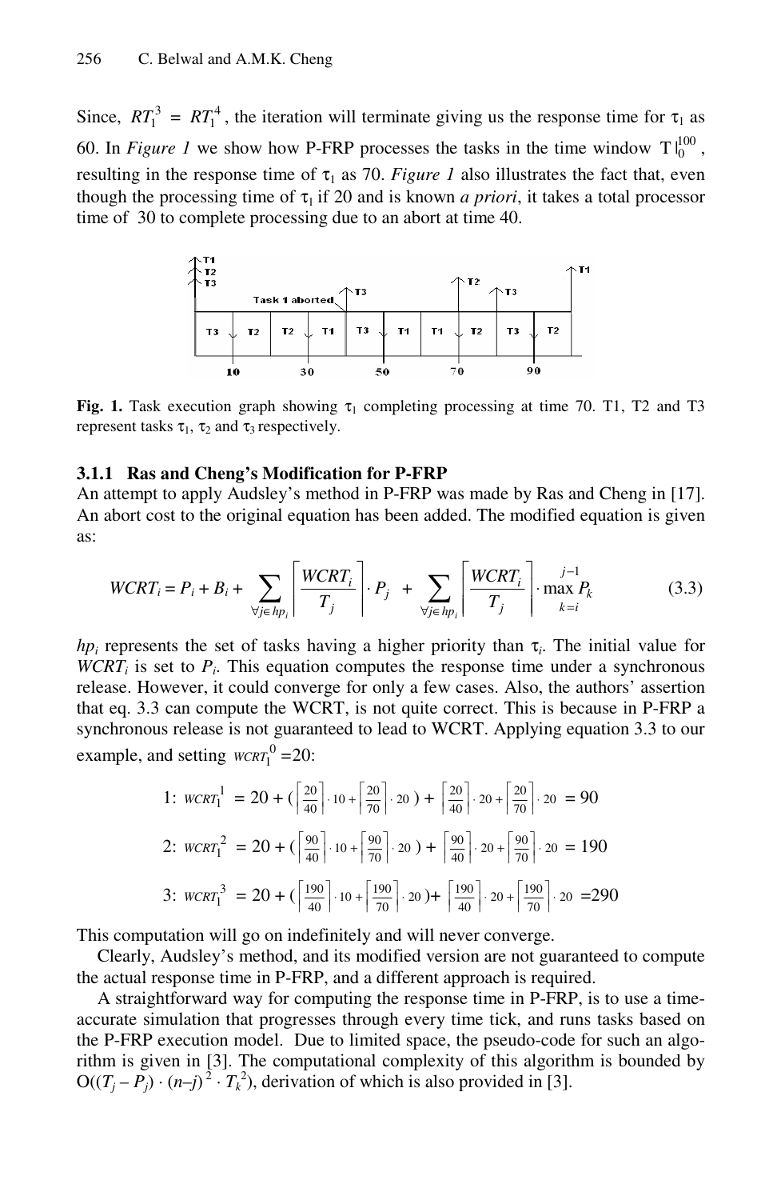Since, $RT_1^3 = RT_1^4$, the iteration will terminate giving us the response time for $\tau_1$ as 60. In *Figure 1* we show how P-FRP processes the tasks in the time window $T|_0^{100}$, resulting in the response time of $\tau_1$ as 70. *Figure 1* also illustrates the fact that, even though the processing time of $\tau_1$ if 20 and is known *a priori*, it takes a total processor time of 30 to complete processing due to an abort at time 40.

**Fig. 1.** Task execution graph showing $\tau_1$ completing processing at time 70. T1, T2 and T3 represent tasks $\tau_1$, $\tau_2$ and $\tau_3$ respectively.

#### 3.1.1 Ras and Cheng's Modification for P-FRP

An attempt to apply Audsley's method in P-FRP was made by Ras and Cheng in [17]. An abort cost to the original equation has been added. The modified equation is given as:

$$WCRT_i = P_i + B_i + \sum_{\forall j \in hp_i} \left\lceil \frac{WCRT_i}{T_j} \right\rceil \cdot P_j + \sum_{\forall j \in hp_i} \left\lceil \frac{WCRT_i}{T_j} \right\rceil \cdot \max_{k=i}^{j-1} P_k \tag{3.3}$$

$hp_i$ represents the set of tasks having a higher priority than $\tau_i$. The initial value for $WCRT_i$ is set to $P_i$. This equation computes the response time under a synchronous release. However, it could converge for only a few cases. Also, the authors' assertion that eq. 3.3 can compute the WCRT, is not quite correct. This is because in P-FRP a synchronous release is not guaranteed to lead to WCRT. Applying equation 3.3 to our example, and setting $WCRT_1^0 = 20$:

$$1:\ WCRT_1^1 = 20 + \left(\left\lceil \frac{20}{40} \right\rceil \cdot 10 + \left\lceil \frac{20}{70} \right\rceil \cdot 20\right) + \left\lceil \frac{20}{40} \right\rceil \cdot 20 + \left\lceil \frac{20}{70} \right\rceil \cdot 20 = 90$$

$$2:\ WCRT_1^2 = 20 + \left(\left\lceil \frac{90}{40} \right\rceil \cdot 10 + \left\lceil \frac{90}{70} \right\rceil \cdot 20\right) + \left\lceil \frac{90}{40} \right\rceil \cdot 20 + \left\lceil \frac{90}{70} \right\rceil \cdot 20 = 190$$

$$3:\ WCRT_1^3 = 20 + \left(\left\lceil \frac{190}{40} \right\rceil \cdot 10 + \left\lceil \frac{190}{70} \right\rceil \cdot 20\right) + \left\lceil \frac{190}{40} \right\rceil \cdot 20 + \left\lceil \frac{190}{70} \right\rceil \cdot 20 = 290$$

This computation will go on indefinitely and will never converge.

Clearly, Audsley's method, and its modified version are not guaranteed to compute the actual response time in P-FRP, and a different approach is required.

A straightforward way for computing the response time in P-FRP, is to use a time-accurate simulation that progresses through every time tick, and runs tasks based on the P-FRP execution model. Due to limited space, the pseudo-code for such an algorithm is given in [3]. The computational complexity of this algorithm is bounded by $O((T_j - P_j) \cdot (n-j)^2 \cdot T_k^2)$, derivation of which is also provided in [3].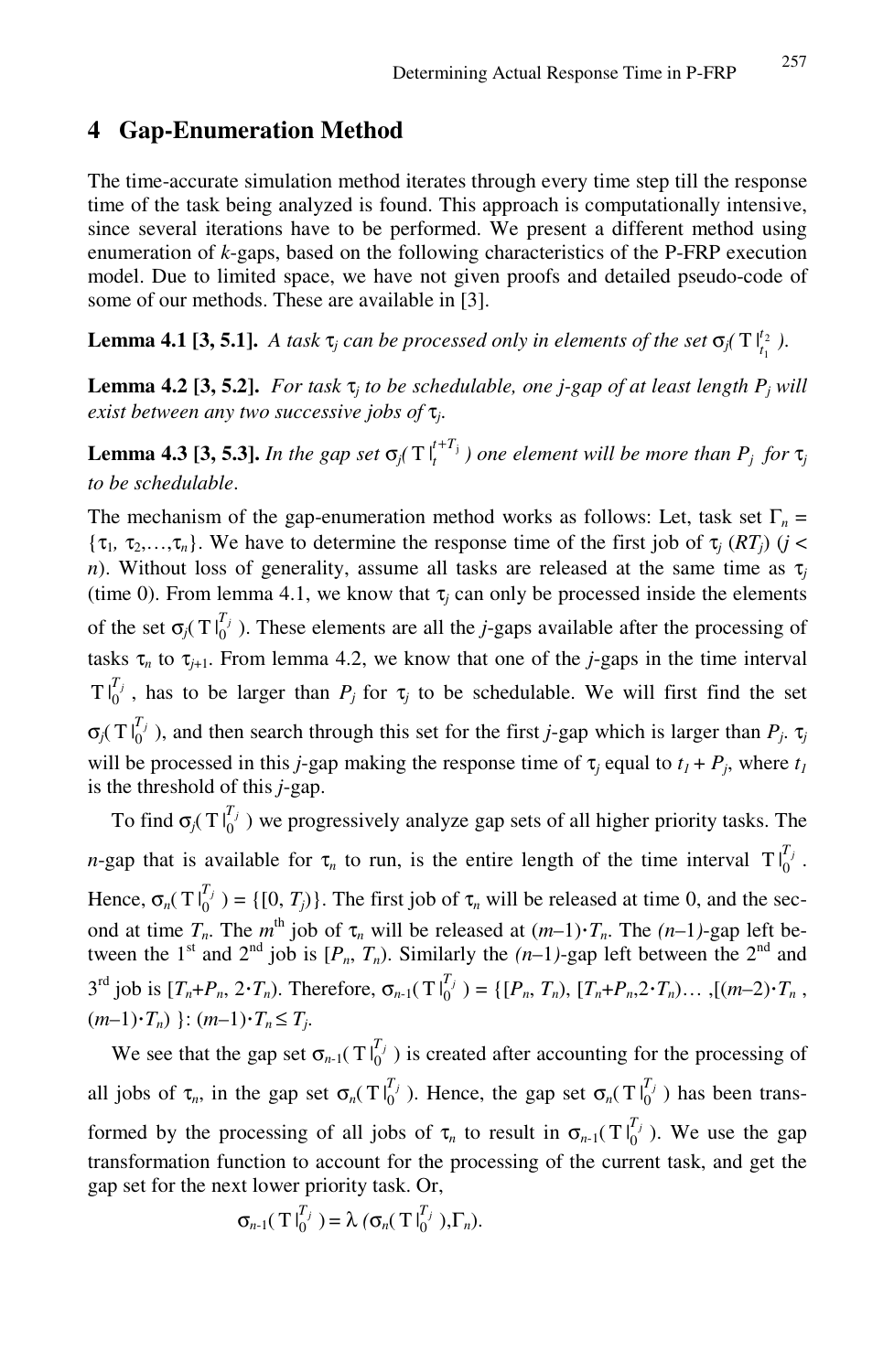## 4 Gap-Enumeration Method

The time-accurate simulation method iterates through every time step till the response time of the task being analyzed is found. This approach is computationally intensive, since several iterations have to be performed. We present a different method using enumeration of *k*-gaps, based on the following characteristics of the P-FRP execution model. Due to limited space, we have not given proofs and detailed pseudo-code of some of our methods. These are available in [3].

**Lemma 4.1 [3, 5.1].** *A task $\tau_j$ can be processed only in elements of the set $\sigma_j(\mathrm{T}|_{t_1}^{t_2})$.*

**Lemma 4.2 [3, 5.2].** *For task $\tau_j$ to be schedulable, one j-gap of at least length $P_j$ will exist between any two successive jobs of $\tau_j$.*

**Lemma 4.3 [3, 5.3].** *In the gap set $\sigma_j(\mathrm{T}|_t^{t+T_j})$ one element will be more than $P_j$ for $\tau_j$ to be schedulable*.

The mechanism of the gap-enumeration method works as follows: Let, task set $\Gamma_n = \{\tau_1, \tau_2,\ldots,\tau_n\}$. We have to determine the response time of the first job of $\tau_j$ ($RT_j$) ($j < n$). Without loss of generality, assume all tasks are released at the same time as $\tau_j$ (time 0). From lemma 4.1, we know that $\tau_j$ can only be processed inside the elements of the set $\sigma_j(\mathrm{T}|_0^{T_j})$. These elements are all the *j*-gaps available after the processing of tasks $\tau_n$ to $\tau_{j+1}$. From lemma 4.2, we know that one of the *j*-gaps in the time interval $\mathrm{T}|_0^{T_j}$, has to be larger than $P_j$ for $\tau_j$ to be schedulable. We will first find the set $\sigma_j(\mathrm{T}|_0^{T_j})$, and then search through this set for the first *j*-gap which is larger than $P_j$. $\tau_j$ will be processed in this *j*-gap making the response time of $\tau_j$ equal to $t_1 + P_j$, where $t_1$ is the threshold of this *j*-gap.

To find $\sigma_j(\mathrm{T}|_0^{T_j})$ we progressively analyze gap sets of all higher priority tasks. The *n*-gap that is available for $\tau_n$ to run, is the entire length of the time interval $\mathrm{T}|_0^{T_j}$. Hence, $\sigma_n(\mathrm{T}|_0^{T_j}) = \{[0, T_j)\}$. The first job of $\tau_n$ will be released at time 0, and the second at time $T_n$. The $m^{\text{th}}$ job of $\tau_n$ will be released at $(m-1)\cdot T_n$. The $(n-1)$-gap left between the 1st and 2nd job is $[P_n, T_n)$. Similarly the $(n-1)$-gap left between the 2nd and 3rd job is $[T_n+P_n, 2\cdot T_n)$. Therefore, $\sigma_{n-1}(\mathrm{T}|_0^{T_j}) = \{[P_n, T_n), [T_n+P_n, 2\cdot T_n)\ldots, [(m-2)\cdot T_n, (m-1)\cdot T_n)\}: (m-1)\cdot T_n \le T_j$.

We see that the gap set $\sigma_{n-1}(\mathrm{T}|_0^{T_j})$ is created after accounting for the processing of all jobs of $\tau_n$, in the gap set $\sigma_n(\mathrm{T}|_0^{T_j})$. Hence, the gap set $\sigma_n(\mathrm{T}|_0^{T_j})$ has been transformed by the processing of all jobs of $\tau_n$ to result in $\sigma_{n-1}(\mathrm{T}|_0^{T_j})$. We use the gap transformation function to account for the processing of the current task, and get the gap set for the next lower priority task. Or,

$$\sigma_{n-1}(\mathrm{T}|_0^{T_j}) = \lambda(\sigma_n(\mathrm{T}|_0^{T_j}),\Gamma_n).$$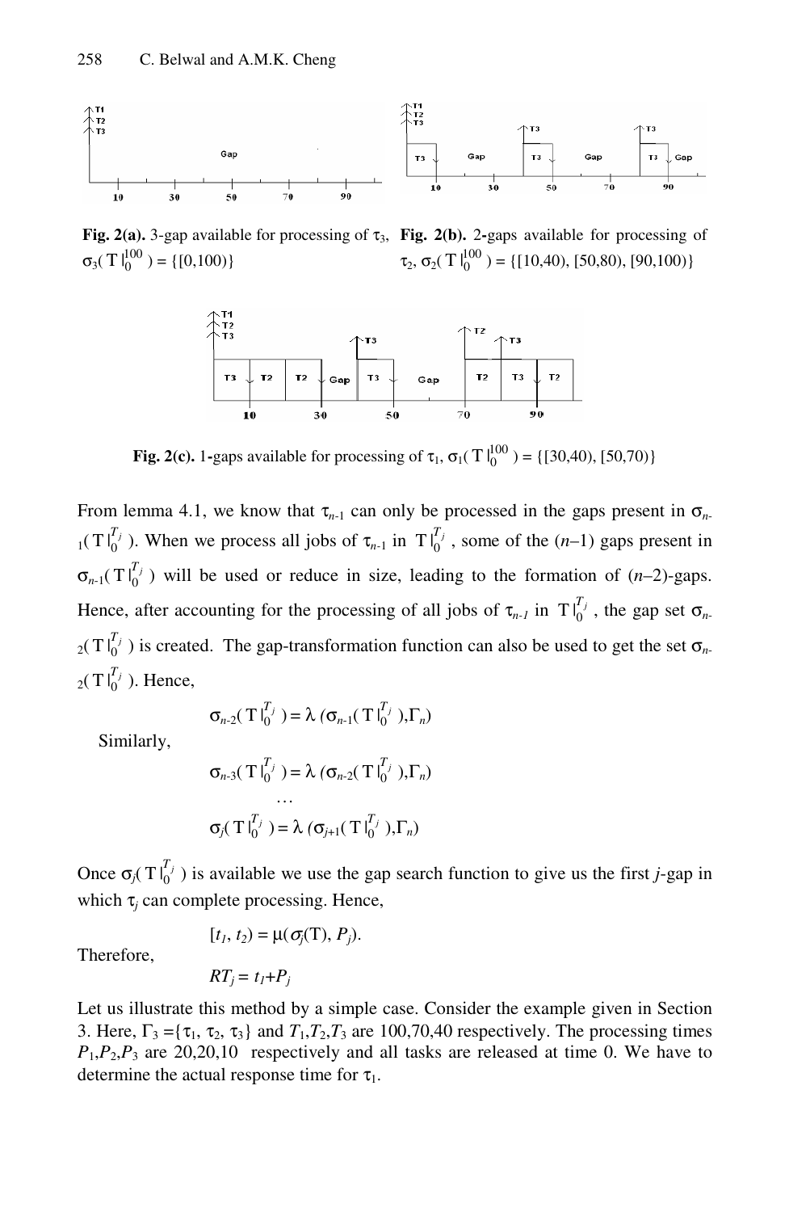**Fig. 2(a).** 3-gap available for processing of $\tau_3$, $\sigma_3(\mathrm{T}|_0^{100}) = \{[0,100)\}$

**Fig. 2(b).** 2-gaps available for processing of $\tau_2$, $\sigma_2(\mathrm{T}|_0^{100}) = \{[10,40), [50,80), [90,100)\}$

**Fig. 2(c).** 1-gaps available for processing of $\tau_1$, $\sigma_1(\mathrm{T}|_0^{100}) = \{[30,40), [50,70)\}$

From lemma 4.1, we know that $\tau_{n-1}$ can only be processed in the gaps present in $\sigma_{n-1}(\mathrm{T}|_0^{T_j})$. When we process all jobs of $\tau_{n-1}$ in $\mathrm{T}|_0^{T_j}$, some of the $(n–1)$ gaps present in $\sigma_{n-1}(\mathrm{T}|_0^{T_j})$ will be used or reduce in size, leading to the formation of $(n–2)$-gaps. Hence, after accounting for the processing of all jobs of $\tau_{n-1}$ in $\mathrm{T}|_0^{T_j}$, the gap set $\sigma_{n-2}(\mathrm{T}|_0^{T_j})$ is created. The gap-transformation function can also be used to get the set $\sigma_{n-2}(\mathrm{T}|_0^{T_j})$. Hence,

$$\sigma_{n-2}(\mathrm{T}|_0^{T_j}) = \lambda\,(\sigma_{n-1}(\mathrm{T}|_0^{T_j}),\Gamma_n)$$

Similarly,

$$\sigma_{n-3}(\mathrm{T}|_0^{T_j}) = \lambda\,(\sigma_{n-2}(\mathrm{T}|_0^{T_j}),\Gamma_n)$$

$$\ldots$$

$$\sigma_{j}(\mathrm{T}|_0^{T_j}) = \lambda\,(\sigma_{j+1}(\mathrm{T}|_0^{T_j}),\Gamma_n)$$

Once $\sigma_j(\mathrm{T}|_0^{T_j})$ is available we use the gap search function to give us the first $j$-gap in which $\tau_j$ can complete processing. Hence,

$$[t_1, t_2) = \mu(\sigma_j(\mathrm{T}), P_j).$$

Therefore,

$$RT_j = t_1+P_j$$

Let us illustrate this method by a simple case. Consider the example given in Section 3. Here, $\Gamma_3 = \{\tau_1, \tau_2, \tau_3\}$ and $T_1,T_2,T_3$ are 100,70,40 respectively. The processing times $P_1,P_2,P_3$ are 20,20,10 respectively and all tasks are released at time 0. We have to determine the actual response time for $\tau_1$.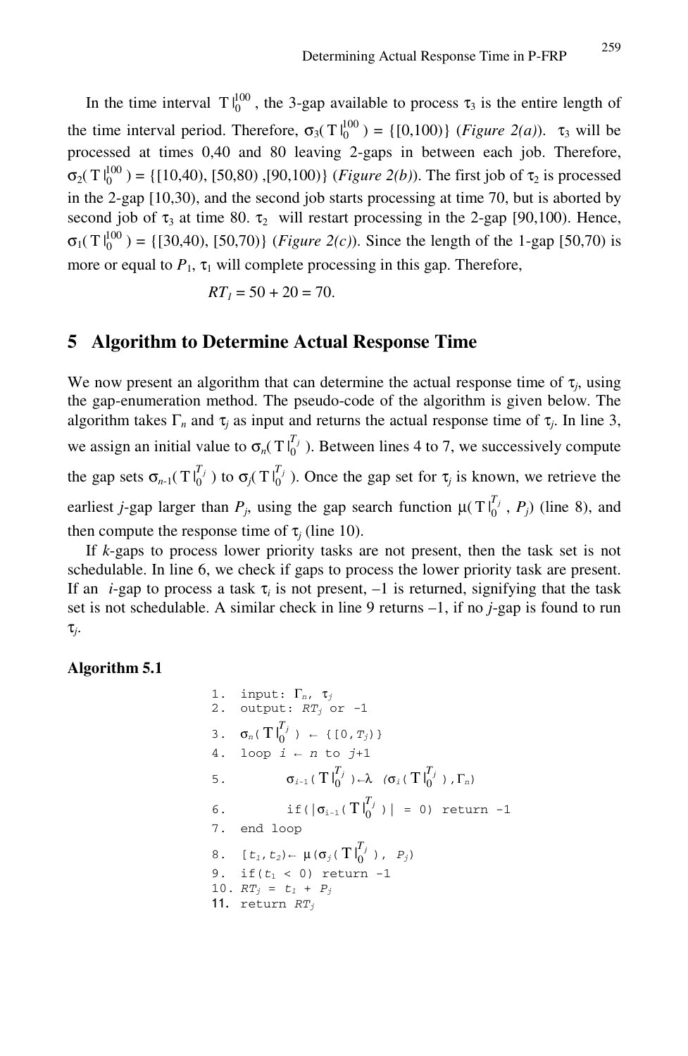In the time interval $T|_0^{100}$, the 3-gap available to process $\tau_3$ is the entire length of the time interval period. Therefore, $\sigma_3(T|_0^{100}) = \{[0,100)\}$ (*Figure 2(a)*). $\tau_3$ will be processed at times 0,40 and 80 leaving 2-gaps in between each job. Therefore, $\sigma_2(T|_0^{100}) = \{[10,40), [50,80), [90,100)\}$ (*Figure 2(b)*). The first job of $\tau_2$ is processed in the 2-gap [10,30), and the second job starts processing at time 70, but is aborted by second job of $\tau_3$ at time 80. $\tau_2$ will restart processing in the 2-gap [90,100). Hence, $\sigma_1(T|_0^{100}) = \{[30,40), [50,70)\}$ (*Figure 2(c)*). Since the length of the 1-gap [50,70) is more or equal to $P_1$, $\tau_1$ will complete processing in this gap. Therefore,

$$RT_1 = 50 + 20 = 70.$$

## 5 Algorithm to Determine Actual Response Time

We now present an algorithm that can determine the actual response time of $\tau_j$, using the gap-enumeration method. The pseudo-code of the algorithm is given below. The algorithm takes $\Gamma_n$ and $\tau_j$ as input and returns the actual response time of $\tau_j$. In line 3, we assign an initial value to $\sigma_n(T|_0^{T_j})$. Between lines 4 to 7, we successively compute the gap sets $\sigma_{n-1}(T|_0^{T_j})$ to $\sigma_j(T|_0^{T_j})$. Once the gap set for $\tau_j$ is known, we retrieve the earliest $j$-gap larger than $P_j$, using the gap search function $\mu(T|_0^{T_j}, P_j)$ (line 8), and then compute the response time of $\tau_j$ (line 10).

If $k$-gaps to process lower priority tasks are not present, then the task set is not schedulable. In line 6, we check if gaps to process the lower priority task are present. If an $i$-gap to process a task $\tau_i$ is not present, –1 is returned, signifying that the task set is not schedulable. A similar check in line 9 returns –1, if no $j$-gap is found to run $\tau_j$.

**Algorithm 5.1**

```
1.  input: Γn, τj
2.  output: RTj or -1
3.  σn(T|0^Tj) ← {[0,Tj)}
4.  loop i ← n to j+1
5.        σi-1(T|0^Tj) ← λ (σi(T|0^Tj),Γn)
6.        if(|σi-1(T|0^Tj)| = 0) return -1
7.  end loop
8.  [t1,t2) ← μ(σj(T|0^Tj), Pj)
9.  if(t1 < 0) return -1
10. RTj = t1 + Pj
11. return RTj
```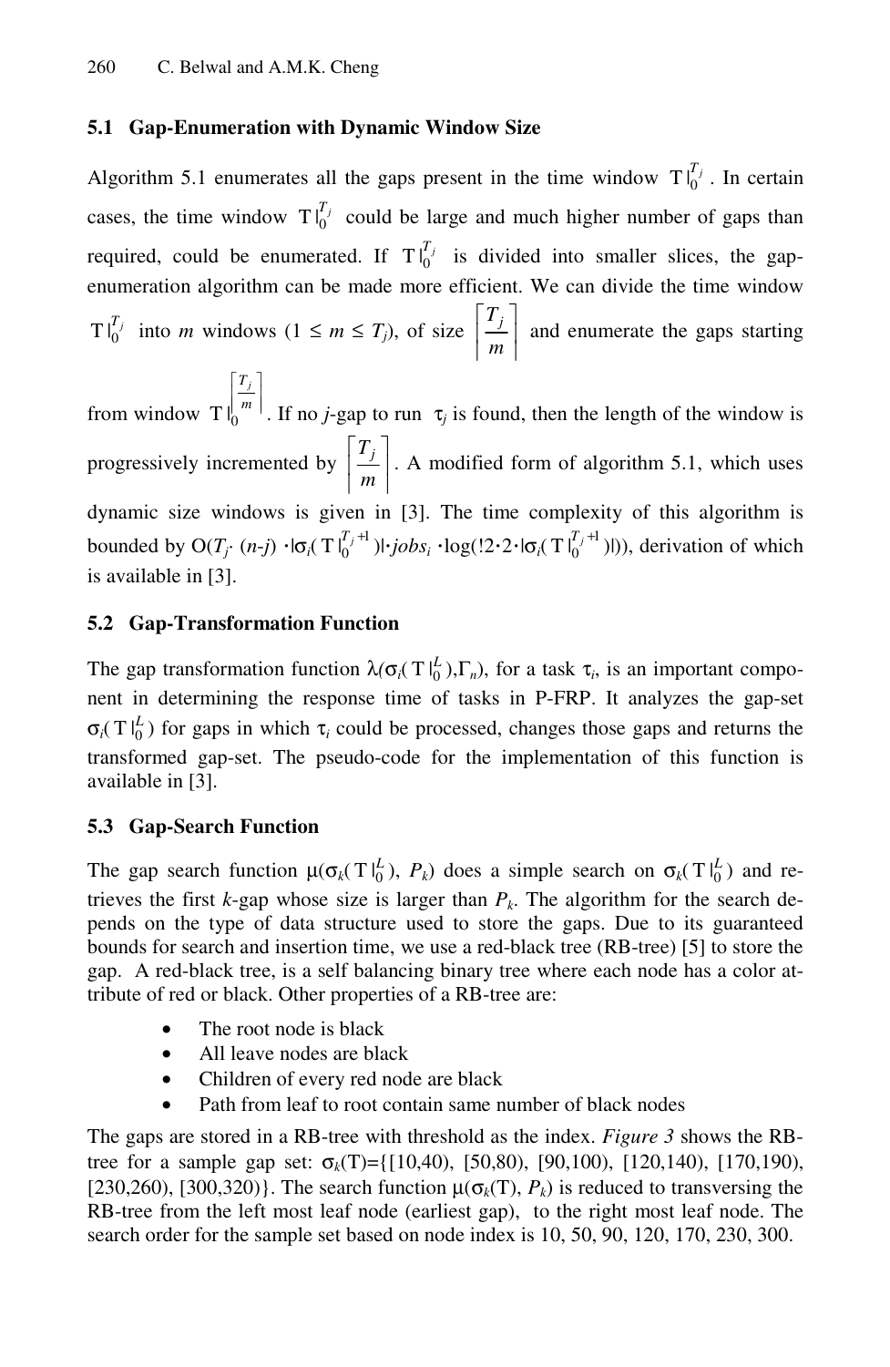### 5.1 Gap-Enumeration with Dynamic Window Size

Algorithm 5.1 enumerates all the gaps present in the time window $\mathrm{T}|_0^{T_j}$. In certain cases, the time window $\mathrm{T}|_0^{T_j}$ could be large and much higher number of gaps than required, could be enumerated. If $\mathrm{T}|_0^{T_j}$ is divided into smaller slices, the gap-enumeration algorithm can be made more efficient. We can divide the time window $\mathrm{T}|_0^{T_j}$ into *m* windows ($1 \le m \le T_j$), of size $\left\lceil \frac{T_j}{m} \right\rceil$ and enumerate the gaps starting from window $\mathrm{T}|_0^{\left\lceil \frac{T_j}{m} \right\rceil}$. If no *j*-gap to run $\tau_j$ is found, then the length of the window is progressively incremented by $\left\lceil \frac{T_j}{m} \right\rceil$. A modified form of algorithm 5.1, which uses dynamic size windows is given in [3]. The time complexity of this algorithm is bounded by $O(T_j \cdot (n-j) \cdot |\sigma_i(\mathrm{T}|_0^{T_j+1})| \cdot jobs_i \cdot \log(!2 \cdot 2 \cdot |\sigma_i(\mathrm{T}|_0^{T_j+1})|))$, derivation of which is available in [3].

### 5.2 Gap-Transformation Function

The gap transformation function $\lambda(\sigma_i(\mathrm{T}|_0^L), \Gamma_n)$, for a task $\tau_i$, is an important component in determining the response time of tasks in P-FRP. It analyzes the gap-set $\sigma_i(\mathrm{T}|_0^L)$ for gaps in which $\tau_i$ could be processed, changes those gaps and returns the transformed gap-set. The pseudo-code for the implementation of this function is available in [3].

### 5.3 Gap-Search Function

The gap search function $\mu(\sigma_k(\mathrm{T}|_0^L), P_k)$ does a simple search on $\sigma_k(\mathrm{T}|_0^L)$ and retrieves the first *k*-gap whose size is larger than $P_k$. The algorithm for the search depends on the type of data structure used to store the gaps. Due to its guaranteed bounds for search and insertion time, we use a red-black tree (RB-tree) [5] to store the gap. A red-black tree, is a self balancing binary tree where each node has a color attribute of red or black. Other properties of a RB-tree are:

- The root node is black
- All leave nodes are black
- Children of every red node are black
- Path from leaf to root contain same number of black nodes

The gaps are stored in a RB-tree with threshold as the index. *Figure 3* shows the RB-tree for a sample gap set: $\sigma_k(\mathrm{T})$={[10,40), [50,80), [90,100), [120,140), [170,190), [230,260), [300,320)}. The search function $\mu(\sigma_k(\mathrm{T}), P_k)$ is reduced to transversing the RB-tree from the left most leaf node (earliest gap), to the right most leaf node. The search order for the sample set based on node index is 10, 50, 90, 120, 170, 230, 300.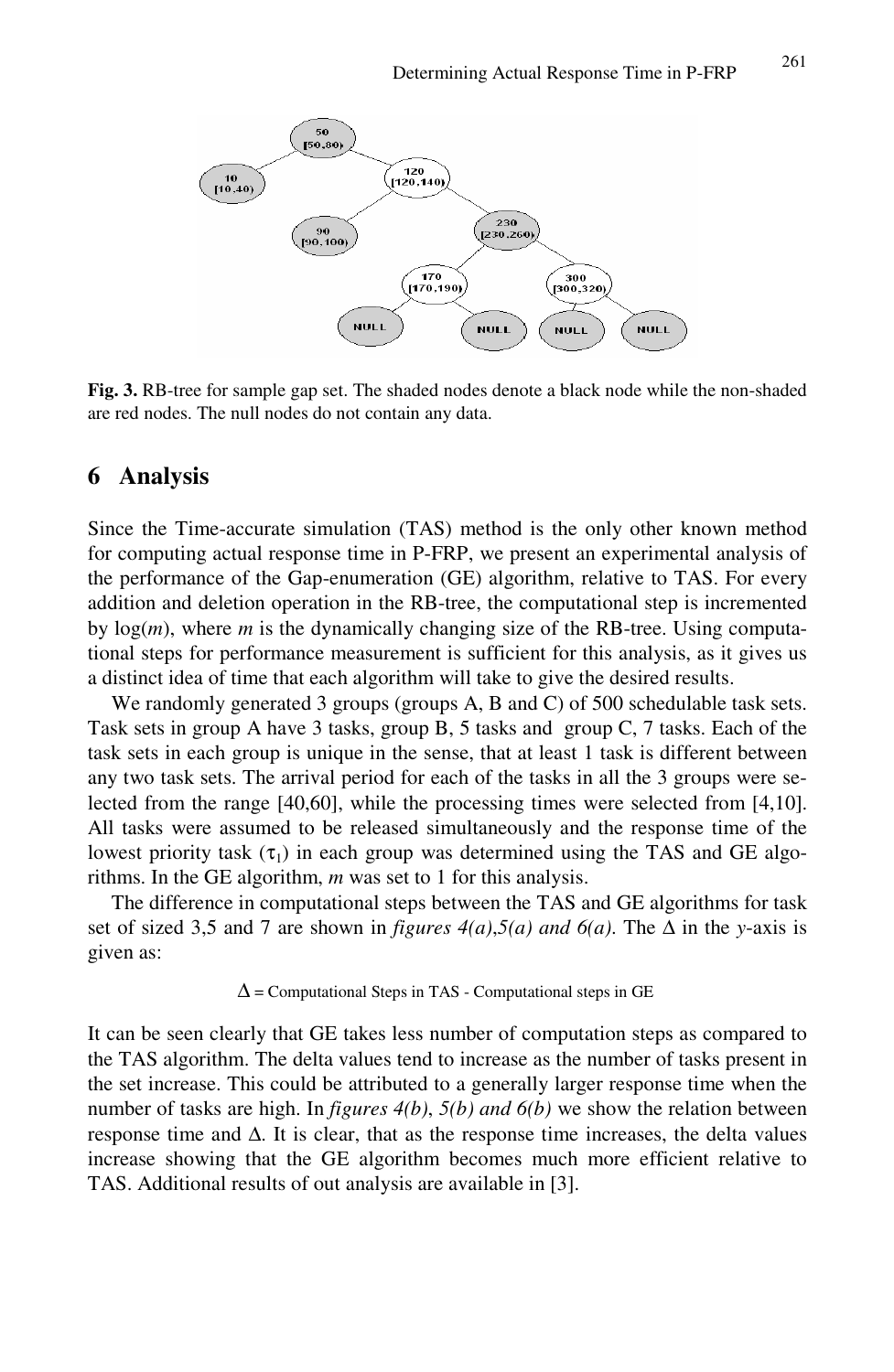Fig. 3. RB-tree for sample gap set. The shaded nodes denote a black node while the non-shaded are red nodes. The null nodes do not contain any data.

## 6 Analysis

Since the Time-accurate simulation (TAS) method is the only other known method for computing actual response time in P-FRP, we present an experimental analysis of the performance of the Gap-enumeration (GE) algorithm, relative to TAS. For every addition and deletion operation in the RB-tree, the computational step is incremented by $\log(m)$, where $m$ is the dynamically changing size of the RB-tree. Using computational steps for performance measurement is sufficient for this analysis, as it gives us a distinct idea of time that each algorithm will take to give the desired results.

We randomly generated 3 groups (groups A, B and C) of 500 schedulable task sets. Task sets in group A have 3 tasks, group B, 5 tasks and group C, 7 tasks. Each of the task sets in each group is unique in the sense, that at least 1 task is different between any two task sets. The arrival period for each of the tasks in all the 3 groups were selected from the range [40,60], while the processing times were selected from [4,10]. All tasks were assumed to be released simultaneously and the response time of the lowest priority task ($\tau_1$) in each group was determined using the TAS and GE algorithms. In the GE algorithm, $m$ was set to 1 for this analysis.

The difference in computational steps between the TAS and GE algorithms for task set of sized 3,5 and 7 are shown in *figures 4(a)*,*5(a) and 6(a)*. The $\Delta$ in the $y$-axis is given as:

$$\Delta = \text{Computational Steps in TAS - Computational steps in GE}$$

It can be seen clearly that GE takes less number of computation steps as compared to the TAS algorithm. The delta values tend to increase as the number of tasks present in the set increase. This could be attributed to a generally larger response time when the number of tasks are high. In *figures 4(b)*, *5(b) and 6(b)* we show the relation between response time and $\Delta$. It is clear, that as the response time increases, the delta values increase showing that the GE algorithm becomes much more efficient relative to TAS. Additional results of out analysis are available in [3].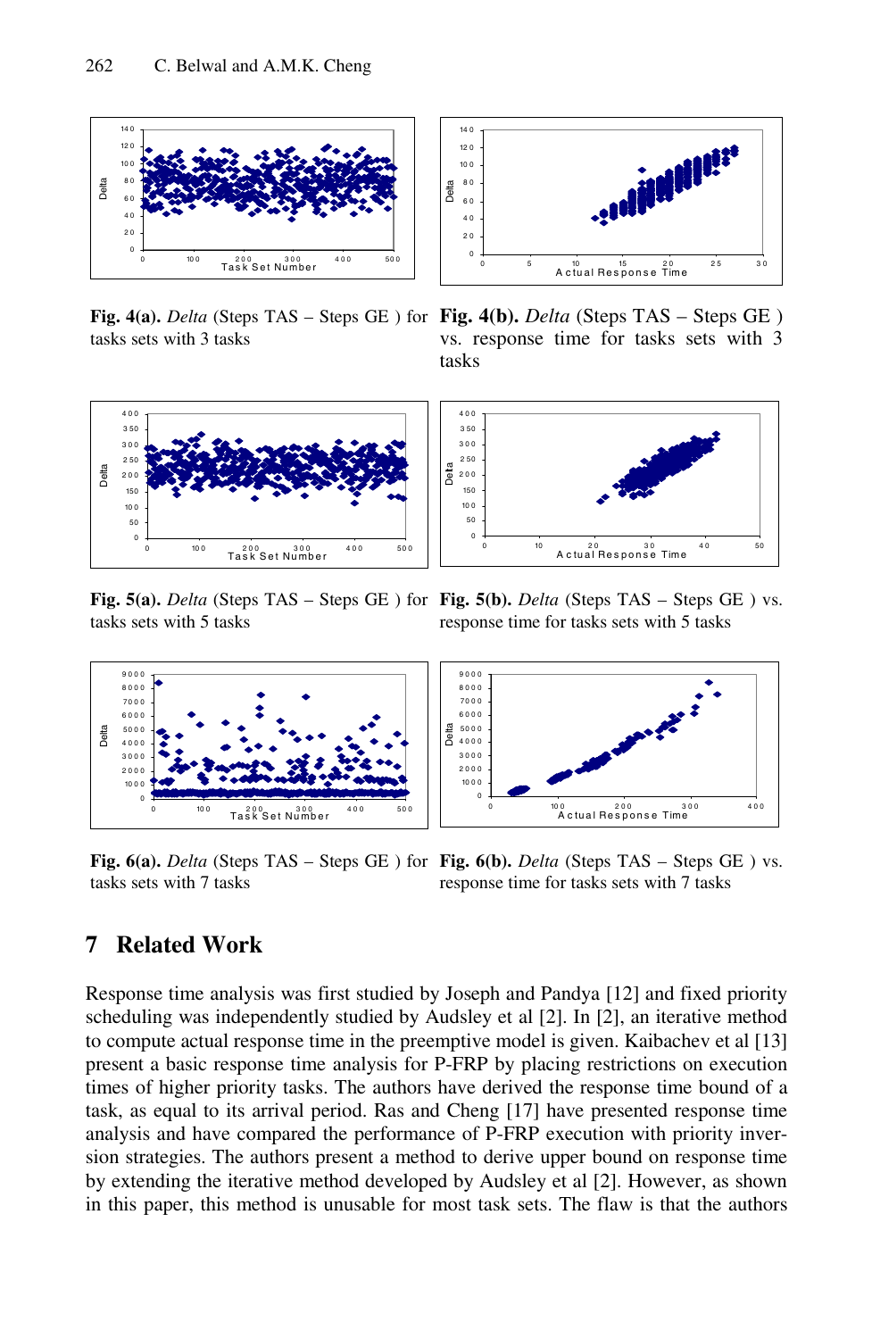**Fig. 4(a).** *Delta* (Steps TAS – Steps GE ) for tasks sets with 3 tasks

**Fig. 4(b).** *Delta* (Steps TAS – Steps GE ) vs. response time for tasks sets with 3 tasks

**Fig. 5(a).** *Delta* (Steps TAS – Steps GE ) for tasks sets with 5 tasks

**Fig. 5(b).** *Delta* (Steps TAS – Steps GE ) vs. response time for tasks sets with 5 tasks

**Fig. 6(a).** *Delta* (Steps TAS – Steps GE ) for tasks sets with 7 tasks

**Fig. 6(b).** *Delta* (Steps TAS – Steps GE ) vs. response time for tasks sets with 7 tasks

## 7 Related Work

Response time analysis was first studied by Joseph and Pandya [12] and fixed priority scheduling was independently studied by Audsley et al [2]. In [2], an iterative method to compute actual response time in the preemptive model is given. Kaibachev et al [13] present a basic response time analysis for P-FRP by placing restrictions on execution times of higher priority tasks. The authors have derived the response time bound of a task, as equal to its arrival period. Ras and Cheng [17] have presented response time analysis and have compared the performance of P-FRP execution with priority inversion strategies. The authors present a method to derive upper bound on response time by extending the iterative method developed by Audsley et al [2]. However, as shown in this paper, this method is unusable for most task sets. The flaw is that the authors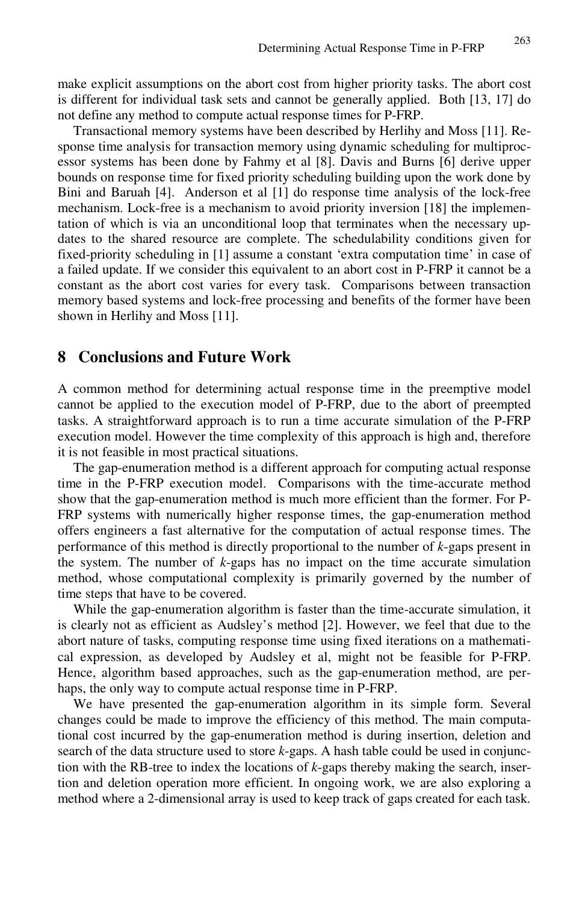make explicit assumptions on the abort cost from higher priority tasks. The abort cost is different for individual task sets and cannot be generally applied. Both [13, 17] do not define any method to compute actual response times for P-FRP.

Transactional memory systems have been described by Herlihy and Moss [11]. Response time analysis for transaction memory using dynamic scheduling for multiprocessor systems has been done by Fahmy et al [8]. Davis and Burns [6] derive upper bounds on response time for fixed priority scheduling building upon the work done by Bini and Baruah [4]. Anderson et al [1] do response time analysis of the lock-free mechanism. Lock-free is a mechanism to avoid priority inversion [18] the implementation of which is via an unconditional loop that terminates when the necessary updates to the shared resource are complete. The schedulability conditions given for fixed-priority scheduling in [1] assume a constant 'extra computation time' in case of a failed update. If we consider this equivalent to an abort cost in P-FRP it cannot be a constant as the abort cost varies for every task. Comparisons between transaction memory based systems and lock-free processing and benefits of the former have been shown in Herlihy and Moss [11].

## 8 Conclusions and Future Work

A common method for determining actual response time in the preemptive model cannot be applied to the execution model of P-FRP, due to the abort of preempted tasks. A straightforward approach is to run a time accurate simulation of the P-FRP execution model. However the time complexity of this approach is high and, therefore it is not feasible in most practical situations.

The gap-enumeration method is a different approach for computing actual response time in the P-FRP execution model. Comparisons with the time-accurate method show that the gap-enumeration method is much more efficient than the former. For P-FRP systems with numerically higher response times, the gap-enumeration method offers engineers a fast alternative for the computation of actual response times. The performance of this method is directly proportional to the number of *k*-gaps present in the system. The number of *k*-gaps has no impact on the time accurate simulation method, whose computational complexity is primarily governed by the number of time steps that have to be covered.

While the gap-enumeration algorithm is faster than the time-accurate simulation, it is clearly not as efficient as Audsley's method [2]. However, we feel that due to the abort nature of tasks, computing response time using fixed iterations on a mathematical expression, as developed by Audsley et al, might not be feasible for P-FRP. Hence, algorithm based approaches, such as the gap-enumeration method, are perhaps, the only way to compute actual response time in P-FRP.

We have presented the gap-enumeration algorithm in its simple form. Several changes could be made to improve the efficiency of this method. The main computational cost incurred by the gap-enumeration method is during insertion, deletion and search of the data structure used to store *k*-gaps. A hash table could be used in conjunction with the RB-tree to index the locations of *k*-gaps thereby making the search, insertion and deletion operation more efficient. In ongoing work, we are also exploring a method where a 2-dimensional array is used to keep track of gaps created for each task.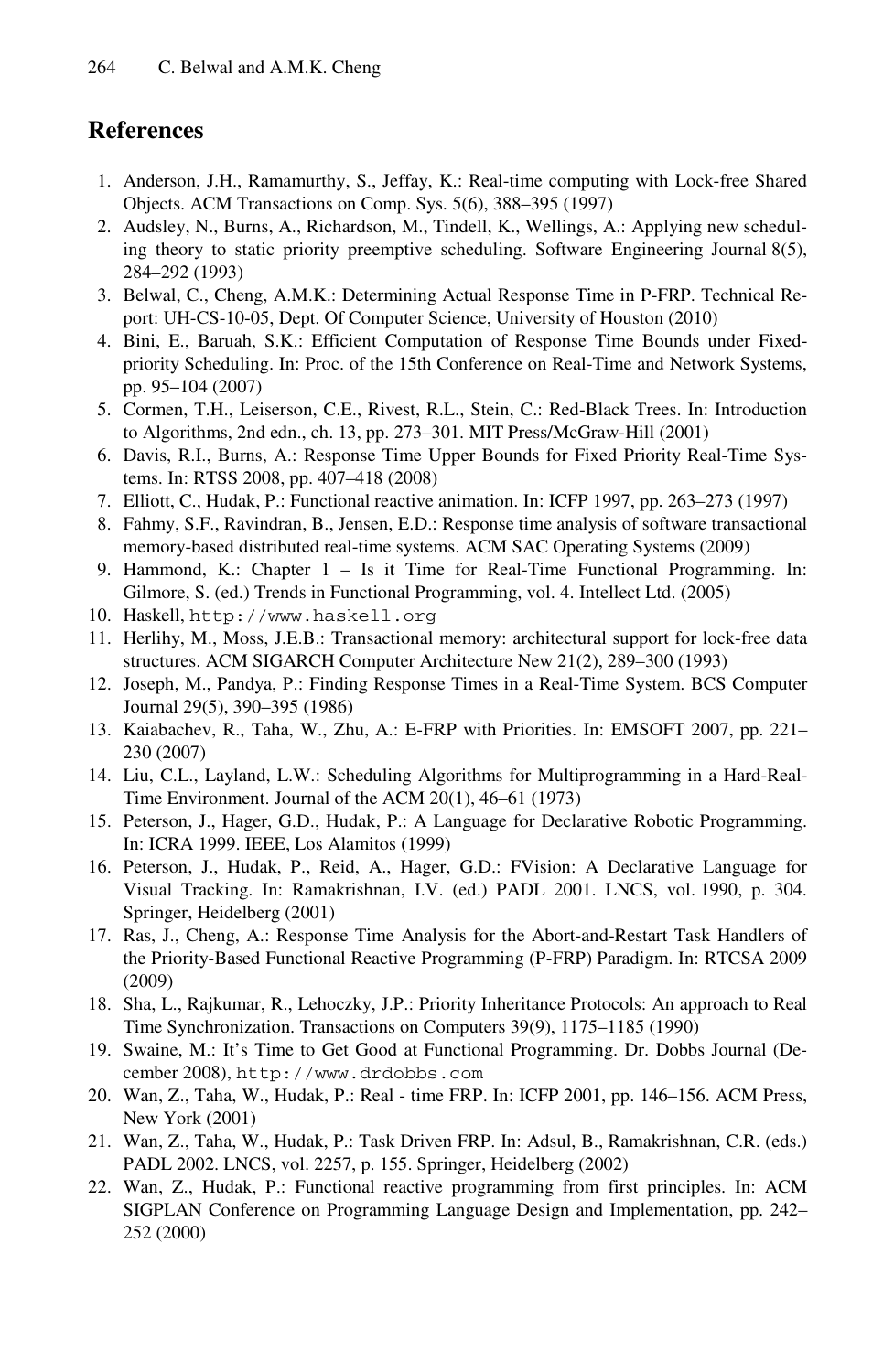## References

1. Anderson, J.H., Ramamurthy, S., Jeffay, K.: Real-time computing with Lock-free Shared Objects. ACM Transactions on Comp. Sys. 5(6), 388–395 (1997)
2. Audsley, N., Burns, A., Richardson, M., Tindell, K., Wellings, A.: Applying new scheduling theory to static priority preemptive scheduling. Software Engineering Journal 8(5), 284–292 (1993)
3. Belwal, C., Cheng, A.M.K.: Determining Actual Response Time in P-FRP. Technical Report: UH-CS-10-05, Dept. Of Computer Science, University of Houston (2010)
4. Bini, E., Baruah, S.K.: Efficient Computation of Response Time Bounds under Fixed-priority Scheduling. In: Proc. of the 15th Conference on Real-Time and Network Systems, pp. 95–104 (2007)
5. Cormen, T.H., Leiserson, C.E., Rivest, R.L., Stein, C.: Red-Black Trees. In: Introduction to Algorithms, 2nd edn., ch. 13, pp. 273–301. MIT Press/McGraw-Hill (2001)
6. Davis, R.I., Burns, A.: Response Time Upper Bounds for Fixed Priority Real-Time Systems. In: RTSS 2008, pp. 407–418 (2008)
7. Elliott, C., Hudak, P.: Functional reactive animation. In: ICFP 1997, pp. 263–273 (1997)
8. Fahmy, S.F., Ravindran, B., Jensen, E.D.: Response time analysis of software transactional memory-based distributed real-time systems. ACM SAC Operating Systems (2009)
9. Hammond, K.: Chapter 1 – Is it Time for Real-Time Functional Programming. In: Gilmore, S. (ed.) Trends in Functional Programming, vol. 4. Intellect Ltd. (2005)
10. Haskell, http://www.haskell.org
11. Herlihy, M., Moss, J.E.B.: Transactional memory: architectural support for lock-free data structures. ACM SIGARCH Computer Architecture New 21(2), 289–300 (1993)
12. Joseph, M., Pandya, P.: Finding Response Times in a Real-Time System. BCS Computer Journal 29(5), 390–395 (1986)
13. Kaiabachev, R., Taha, W., Zhu, A.: E-FRP with Priorities. In: EMSOFT 2007, pp. 221–230 (2007)
14. Liu, C.L., Layland, L.W.: Scheduling Algorithms for Multiprogramming in a Hard-Real-Time Environment. Journal of the ACM 20(1), 46–61 (1973)
15. Peterson, J., Hager, G.D., Hudak, P.: A Language for Declarative Robotic Programming. In: ICRA 1999. IEEE, Los Alamitos (1999)
16. Peterson, J., Hudak, P., Reid, A., Hager, G.D.: FVision: A Declarative Language for Visual Tracking. In: Ramakrishnan, I.V. (ed.) PADL 2001. LNCS, vol. 1990, p. 304. Springer, Heidelberg (2001)
17. Ras, J., Cheng, A.: Response Time Analysis for the Abort-and-Restart Task Handlers of the Priority-Based Functional Reactive Programming (P-FRP) Paradigm. In: RTCSA 2009 (2009)
18. Sha, L., Rajkumar, R., Lehoczky, J.P.: Priority Inheritance Protocols: An approach to Real Time Synchronization. Transactions on Computers 39(9), 1175–1185 (1990)
19. Swaine, M.: It's Time to Get Good at Functional Programming. Dr. Dobbs Journal (December 2008), http://www.drdobbs.com
20. Wan, Z., Taha, W., Hudak, P.: Real - time FRP. In: ICFP 2001, pp. 146–156. ACM Press, New York (2001)
21. Wan, Z., Taha, W., Hudak, P.: Task Driven FRP. In: Adsul, B., Ramakrishnan, C.R. (eds.) PADL 2002. LNCS, vol. 2257, p. 155. Springer, Heidelberg (2002)
22. Wan, Z., Hudak, P.: Functional reactive programming from first principles. In: ACM SIGPLAN Conference on Programming Language Design and Implementation, pp. 242–252 (2000)